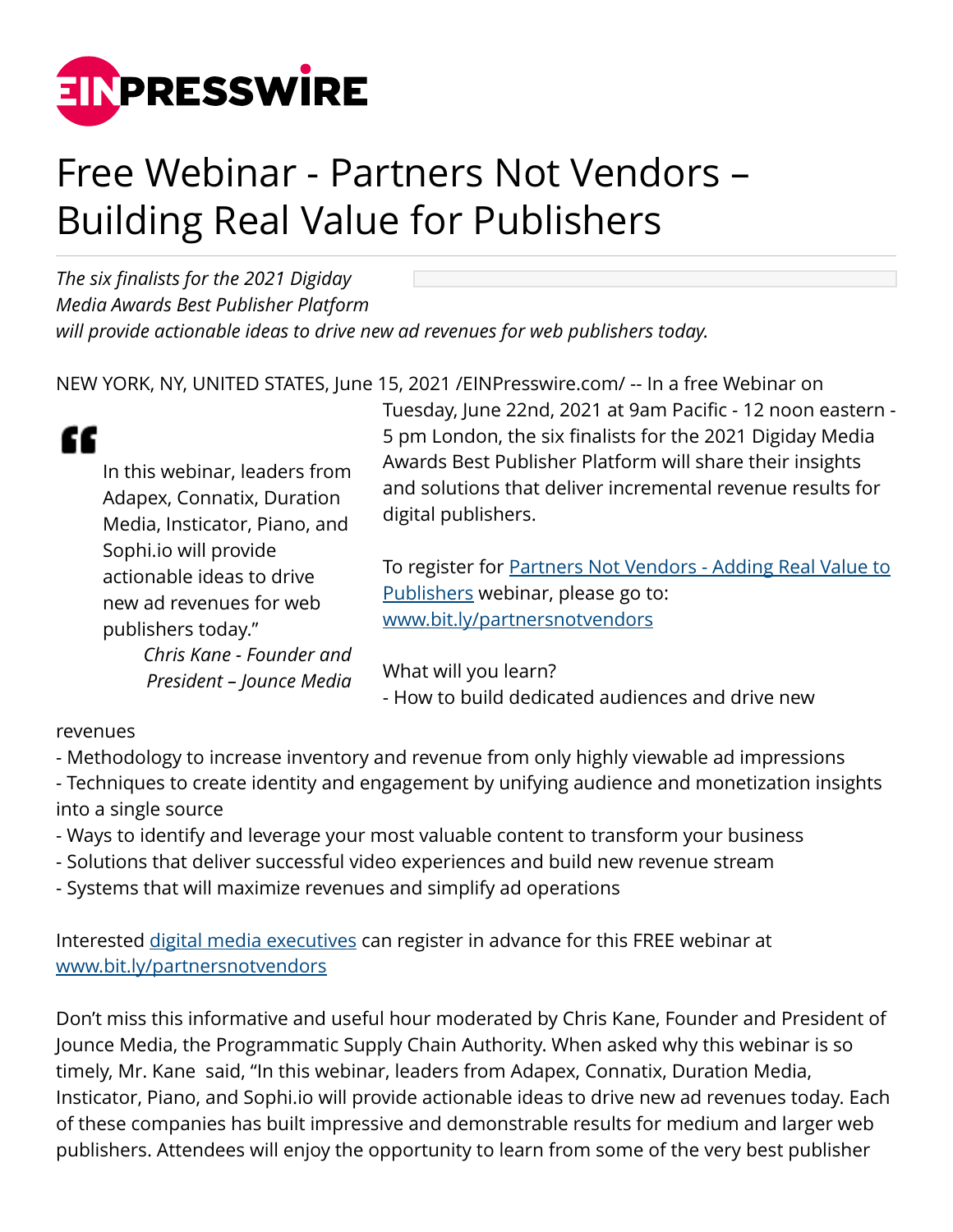# Free Webinar - Partners Not Vendors – Building Real Value for Publishers

*The six finalists for the 2021 Digiday Media Awards Best Publisher Platform will provide actionable ideas to drive new ad revenues for web publishers today.*

NEW YORK, NY, UNITED STATES, June 15, 2021 /EINPresswire.com/ -- In a free Webinar on Tuesday, June 22nd, 2021 at 9am Pacific - 12 noon eastern - 5 pm London, the six finalists for the 2021 Digiday Media Awards Best Publisher Platform will share their insights and solutions that deliver incremental revenue results for digital publishers.

> In this webinar, leaders from Adapex, Connatix, Duration Media, Insticator, Piano, and Sophi.io will provide actionable ideas to drive new ad revenues for web publishers today."
>
> *Chris Kane - Founder and President – Jounce Media*

To register for [Partners Not Vendors - Adding Real Value to Publishers](www.bit.ly/partnersnotvendors) webinar, please go to: [www.bit.ly/partnersnotvendors](www.bit.ly/partnersnotvendors)

What will you learn?

- How to build dedicated audiences and drive new revenues
- Methodology to increase inventory and revenue from only highly viewable ad impressions
- Techniques to create identity and engagement by unifying audience and monetization insights into a single source
- Ways to identify and leverage your most valuable content to transform your business
- Solutions that deliver successful video experiences and build new revenue stream
- Systems that will maximize revenues and simplify ad operations

Interested [digital media executives](www.bit.ly/partnersnotvendors) can register in advance for this FREE webinar at [www.bit.ly/partnersnotvendors](www.bit.ly/partnersnotvendors)

Don't miss this informative and useful hour moderated by Chris Kane, Founder and President of Jounce Media, the Programmatic Supply Chain Authority. When asked why this webinar is so timely, Mr. Kane said, "In this webinar, leaders from Adapex, Connatix, Duration Media, Insticator, Piano, and Sophi.io will provide actionable ideas to drive new ad revenues today. Each of these companies has built impressive and demonstrable results for medium and larger web publishers. Attendees will enjoy the opportunity to learn from some of the very best publisher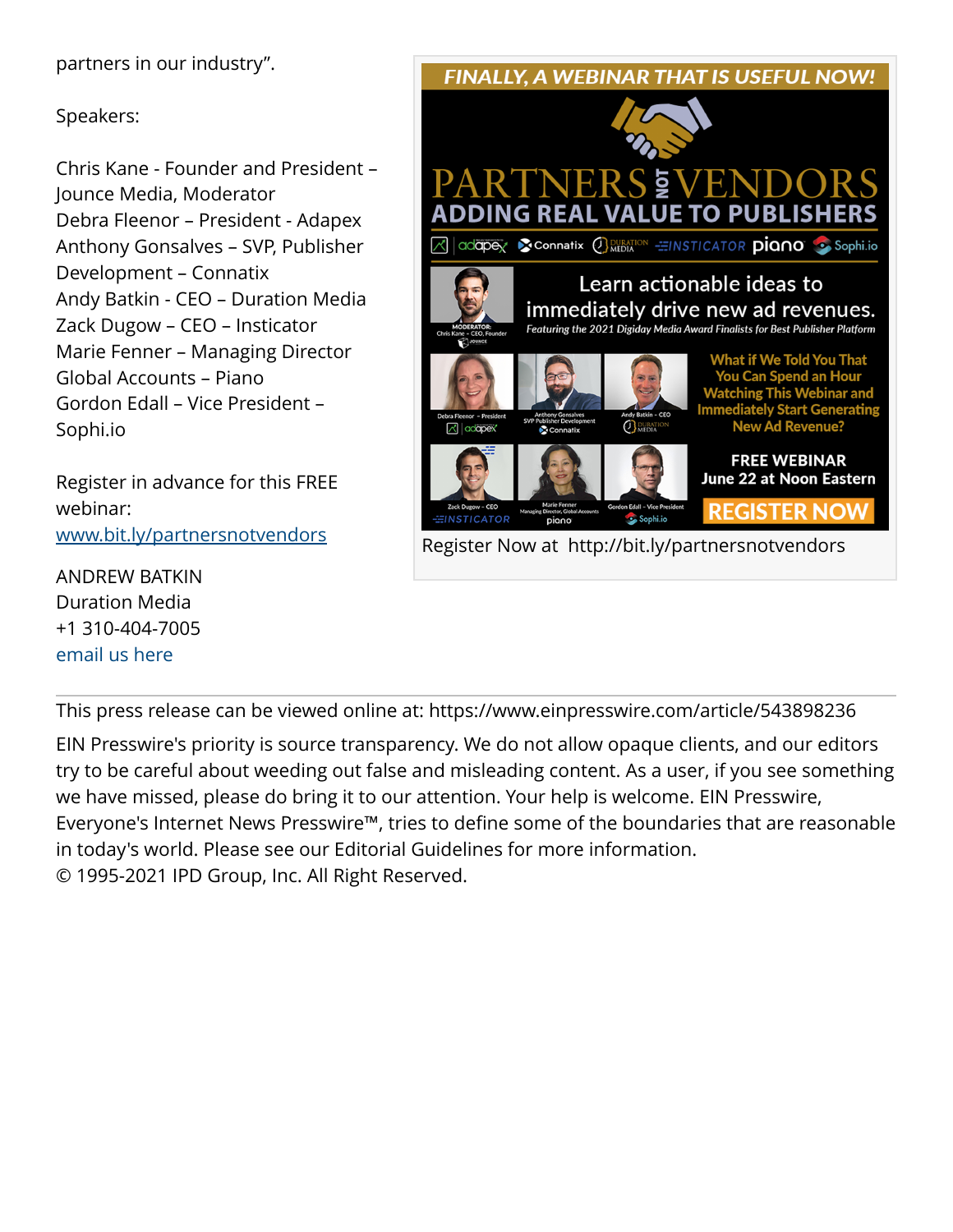partners in our industry".

Speakers:

Chris Kane - Founder and President – Jounce Media, Moderator
Debra Fleenor – President - Adapex
Anthony Gonsalves – SVP, Publisher Development – Connatix
Andy Batkin - CEO – Duration Media
Zack Dugow – CEO – Insticator
Marie Fenner – Managing Director Global Accounts – Piano
Gordon Edall – Vice President – Sophi.io

Register in advance for this FREE webinar:
www.bit.ly/partnersnotvendors

ANDREW BATKIN
Duration Media
+1 310-404-7005
email us here

FINALLY, A WEBINAR THAT IS USEFUL NOW!

PARTNERS NOT VENDORS
ADDING REAL VALUE TO PUBLISHERS

adapex Connatix DURATION MEDIA INSTICATOR piano Sophi.io

MODERATOR: Chris Kane – CEO, Founder JOUNCE

Learn actionable ideas to immediately drive new ad revenues.

*Featuring the 2021 Digiday Media Award Finalists for Best Publisher Platform*

Debra Fleenor – President adapex
Anthony Gonsalves SVP Publisher Development Connatix
Andy Batkin – CEO DURATION MEDIA

What if We Told You That You Can Spend an Hour Watching This Webinar and Immediately Start Generating New Ad Revenue?

Zack Dugow – CEO INSTICATOR
Marie Fenner Managing Director, Global Accounts piano
Gordon Edall – Vice President Sophi.io

FREE WEBINAR
June 22 at Noon Eastern

REGISTER NOW

Register Now at http://bit.ly/partnersnotvendors

---

This press release can be viewed online at: https://www.einpresswire.com/article/543898236

EIN Presswire's priority is source transparency. We do not allow opaque clients, and our editors try to be careful about weeding out false and misleading content. As a user, if you see something we have missed, please do bring it to our attention. Your help is welcome. EIN Presswire, Everyone's Internet News Presswire™, tries to define some of the boundaries that are reasonable in today's world. Please see our Editorial Guidelines for more information.
© 1995-2021 IPD Group, Inc. All Right Reserved.